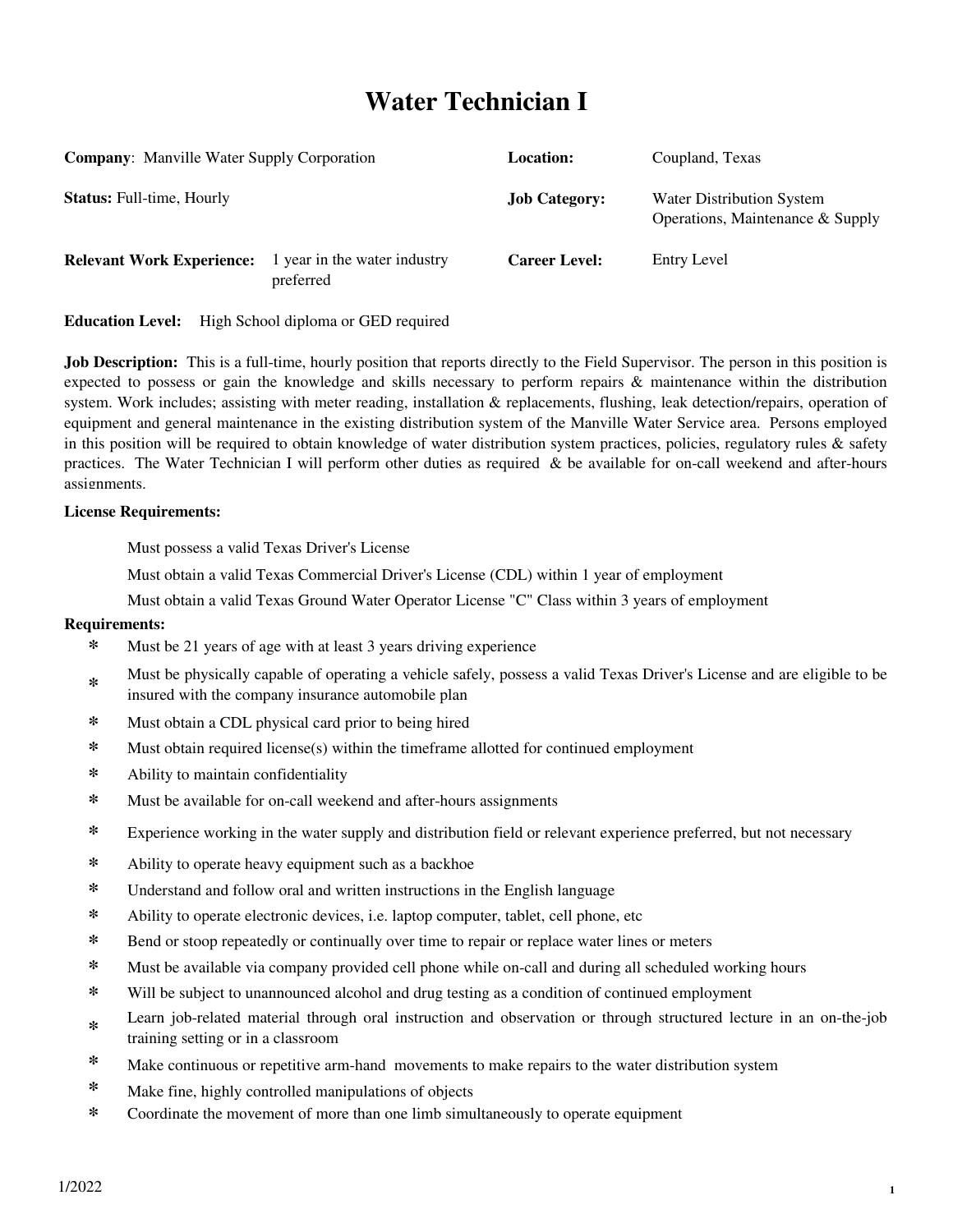# Water Technician I

**Company**: Manville Water Supply Corporation

**Location:** Coupland, Texas

**Status:** Full-time, Hourly

**Job Category:** Water Distribution System Operations, Maintenance & Supply

**Relevant Work Experience:** 1 year in the water industry preferred

**Career Level:** Entry Level

**Education Level:** High School diploma or GED required

**Job Description:** This is a full-time, hourly position that reports directly to the Field Supervisor. The person in this position is expected to possess or gain the knowledge and skills necessary to perform repairs & maintenance within the distribution system. Work includes; assisting with meter reading, installation & replacements, flushing, leak detection/repairs, operation of equipment and general maintenance in the existing distribution system of the Manville Water Service area. Persons employed in this position will be required to obtain knowledge of water distribution system practices, policies, regulatory rules & safety practices. The Water Technician I will perform other duties as required & be available for on-call weekend and after-hours assignments.

**License Requirements:**

Must possess a valid Texas Driver's License

Must obtain a valid Texas Commercial Driver's License (CDL) within 1 year of employment

Must obtain a valid Texas Ground Water Operator License "C" Class within 3 years of employment

**Requirements:**

* Must be 21 years of age with at least 3 years driving experience
* Must be physically capable of operating a vehicle safely, possess a valid Texas Driver's License and are eligible to be insured with the company insurance automobile plan
* Must obtain a CDL physical card prior to being hired
* Must obtain required license(s) within the timeframe allotted for continued employment
* Ability to maintain confidentiality
* Must be available for on-call weekend and after-hours assignments
* Experience working in the water supply and distribution field or relevant experience preferred, but not necessary
* Ability to operate heavy equipment such as a backhoe
* Understand and follow oral and written instructions in the English language
* Ability to operate electronic devices, i.e. laptop computer, tablet, cell phone, etc
* Bend or stoop repeatedly or continually over time to repair or replace water lines or meters
* Must be available via company provided cell phone while on-call and during all scheduled working hours
* Will be subject to unannounced alcohol and drug testing as a condition of continued employment
* Learn job-related material through oral instruction and observation or through structured lecture in an on-the-job training setting or in a classroom
* Make continuous or repetitive arm-hand movements to make repairs to the water distribution system
* Make fine, highly controlled manipulations of objects
* Coordinate the movement of more than one limb simultaneously to operate equipment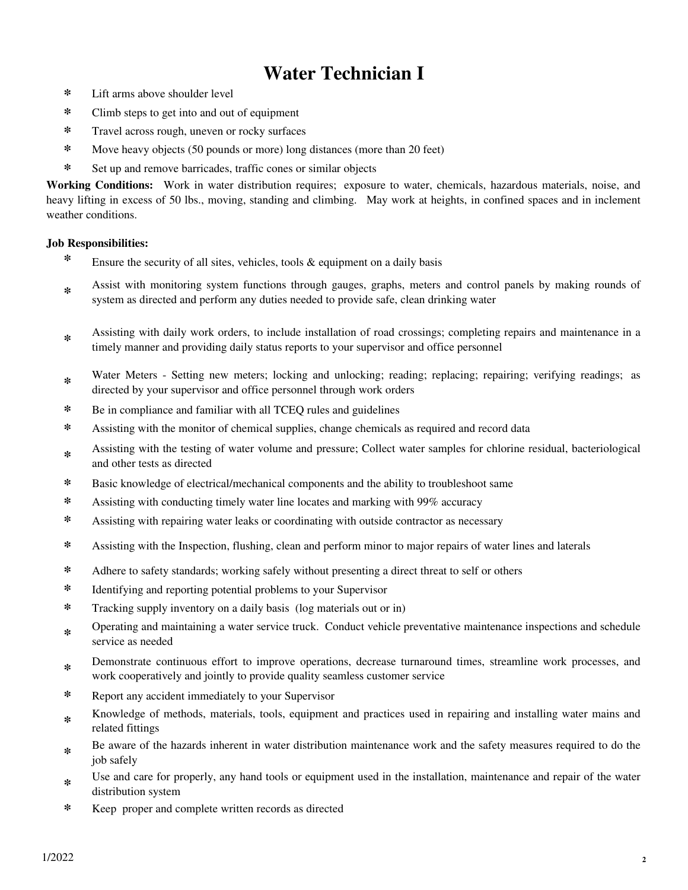# Water Technician I

* Lift arms above shoulder level
* Climb steps to get into and out of equipment
* Travel across rough, uneven or rocky surfaces
* Move heavy objects (50 pounds or more) long distances (more than 20 feet)
* Set up and remove barricades, traffic cones or similar objects

**Working Conditions:** Work in water distribution requires; exposure to water, chemicals, hazardous materials, noise, and heavy lifting in excess of 50 lbs., moving, standing and climbing. May work at heights, in confined spaces and in inclement weather conditions.

**Job Responsibilities:**

* Ensure the security of all sites, vehicles, tools & equipment on a daily basis
* Assist with monitoring system functions through gauges, graphs, meters and control panels by making rounds of system as directed and perform any duties needed to provide safe, clean drinking water
* Assisting with daily work orders, to include installation of road crossings; completing repairs and maintenance in a timely manner and providing daily status reports to your supervisor and office personnel
* Water Meters - Setting new meters; locking and unlocking; reading; replacing; repairing; verifying readings; as directed by your supervisor and office personnel through work orders
* Be in compliance and familiar with all TCEQ rules and guidelines
* Assisting with the monitor of chemical supplies, change chemicals as required and record data
* Assisting with the testing of water volume and pressure; Collect water samples for chlorine residual, bacteriological and other tests as directed
* Basic knowledge of electrical/mechanical components and the ability to troubleshoot same
* Assisting with conducting timely water line locates and marking with 99% accuracy
* Assisting with repairing water leaks or coordinating with outside contractor as necessary
* Assisting with the Inspection, flushing, clean and perform minor to major repairs of water lines and laterals
* Adhere to safety standards; working safely without presenting a direct threat to self or others
* Identifying and reporting potential problems to your Supervisor
* Tracking supply inventory on a daily basis (log materials out or in)
* Operating and maintaining a water service truck. Conduct vehicle preventative maintenance inspections and schedule service as needed
* Demonstrate continuous effort to improve operations, decrease turnaround times, streamline work processes, and work cooperatively and jointly to provide quality seamless customer service
* Report any accident immediately to your Supervisor
* Knowledge of methods, materials, tools, equipment and practices used in repairing and installing water mains and related fittings
* Be aware of the hazards inherent in water distribution maintenance work and the safety measures required to do the job safely
* Use and care for properly, any hand tools or equipment used in the installation, maintenance and repair of the water distribution system
* Keep proper and complete written records as directed

1/2022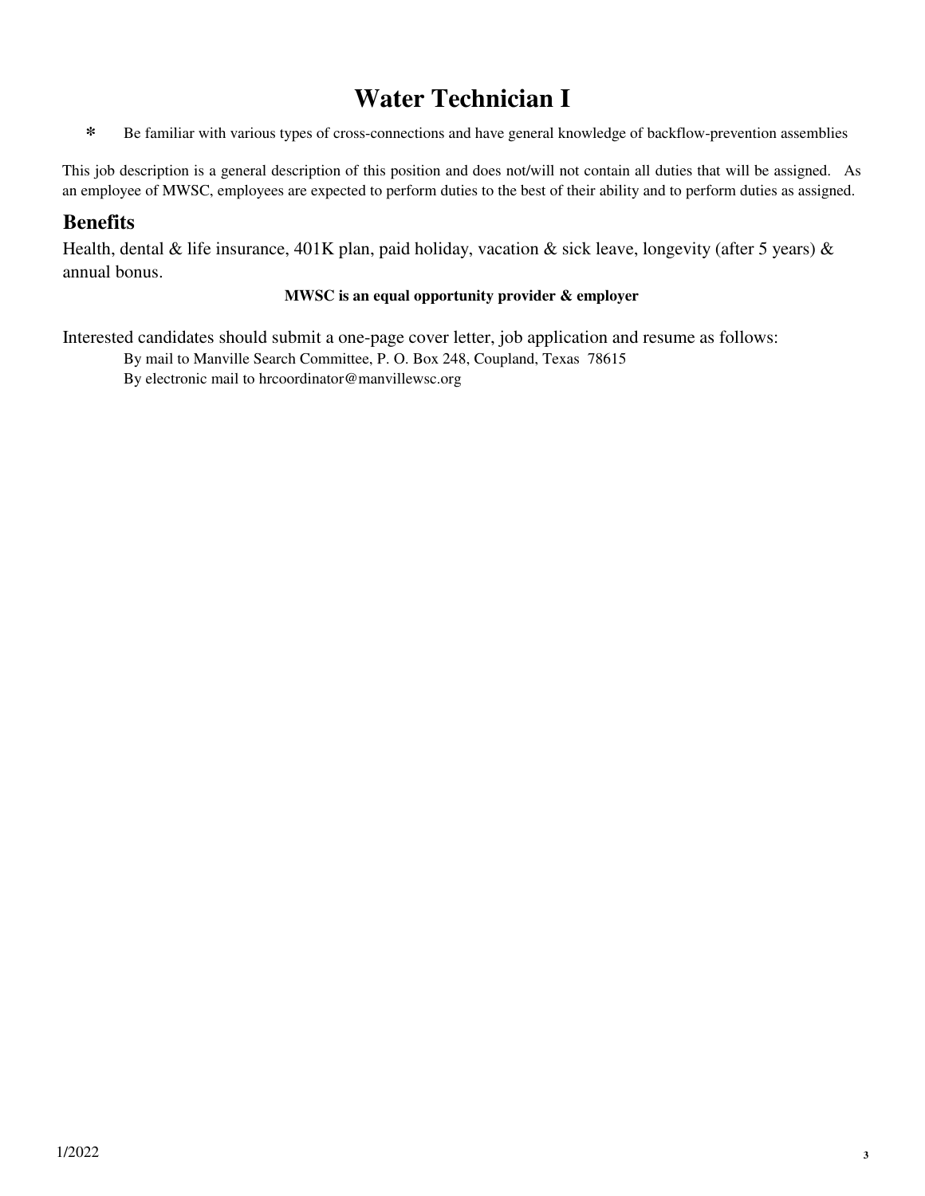# Water Technician I

* Be familiar with various types of cross-connections and have general knowledge of backflow-prevention assemblies

This job description is a general description of this position and does not/will not contain all duties that will be assigned. As an employee of MWSC, employees are expected to perform duties to the best of their ability and to perform duties as assigned.

## Benefits

Health, dental & life insurance, 401K plan, paid holiday, vacation & sick leave, longevity (after 5 years) & annual bonus.

**MWSC is an equal opportunity provider & employer**

Interested candidates should submit a one-page cover letter, job application and resume as follows:

By mail to Manville Search Committee, P. O. Box 248, Coupland, Texas 78615

By electronic mail to hrcoordinator@manvillewsc.org

1/2022